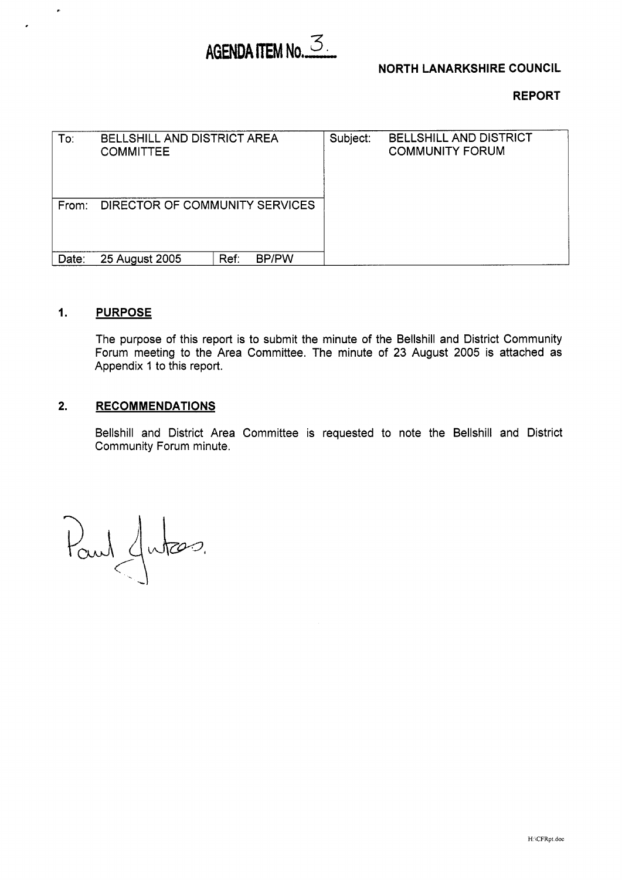# AGENDA ITEM No. 3

**NORTH LANARKSHIRE COUNCIL**

**REPORT**

| To: | BELLSHILL AND DISTRICT AREA COMMITTEE | | Subject: | BELLSHILL AND DISTRICT COMMUNITY FORUM |
|---|---|---|---|---|
| From: | DIRECTOR OF COMMUNITY SERVICES | | | |
| Date: | 25 August 2005 | Ref: BP/PW | | |

## 1. PURPOSE

The purpose of this report is to submit the minute of the Bellshill and District Community Forum meeting to the Area Committee. The minute of 23 August 2005 is attached as Appendix 1 to this report.

## 2. RECOMMENDATIONS

Bellshill and District Area Committee is requested to note the Bellshill and District Community Forum minute.

Paul Jukes.

H:\CFRpt.doc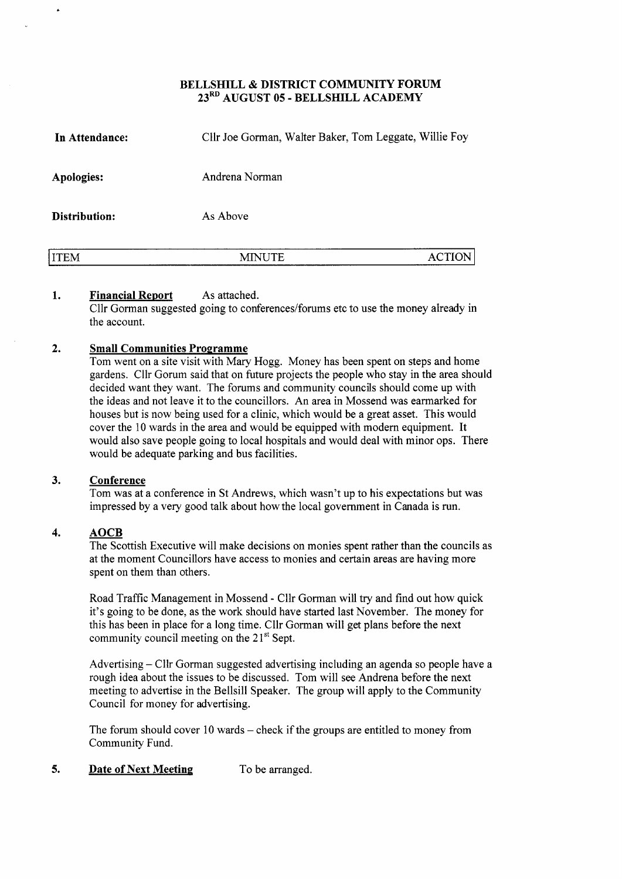# BELLSHILL & DISTRICT COMMUNITY FORUM
## 23[RD] AUGUST 05 - BELLSHILL ACADEMY

**In Attendance:** Cllr Joe Gorman, Walter Baker, Tom Leggate, Willie Foy

**Apologies:** Andrena Norman

**Distribution:** As Above

| ITEM | MINUTE | ACTION |
|---|---|---|

**1. Financial Report** As attached.

Cllr Gorman suggested going to conferences/forums etc to use the money already in the account.

**2. Small Communities Programme**

Tom went on a site visit with Mary Hogg. Money has been spent on steps and home gardens. Cllr Gorum said that on future projects the people who stay in the area should decided want they want. The forums and community councils should come up with the ideas and not leave it to the councillors. An area in Mossend was earmarked for houses but is now being used for a clinic, which would be a great asset. This would cover the 10 wards in the area and would be equipped with modern equipment. It would also save people going to local hospitals and would deal with minor ops. There would be adequate parking and bus facilities.

**3. Conference**

Tom was at a conference in St Andrews, which wasn't up to his expectations but was impressed by a very good talk about how the local government in Canada is run.

**4. AOCB**

The Scottish Executive will make decisions on monies spent rather than the councils as at the moment Councillors have access to monies and certain areas are having more spent on them than others.

Road Traffic Management in Mossend - Cllr Gorman will try and find out how quick it's going to be done, as the work should have started last November. The money for this has been in place for a long time. Cllr Gorman will get plans before the next community council meeting on the 21[st] Sept.

Advertising – Cllr Gorman suggested advertising including an agenda so people have a rough idea about the issues to be discussed. Tom will see Andrena before the next meeting to advertise in the Bellsill Speaker. The group will apply to the Community Council for money for advertising.

The forum should cover 10 wards – check if the groups are entitled to money from Community Fund.

**5. Date of Next Meeting** To be arranged.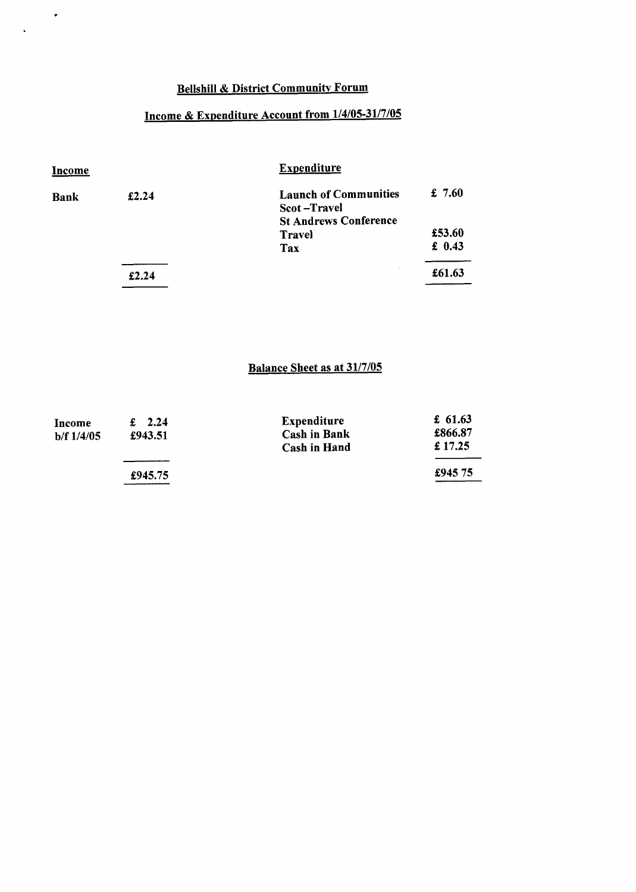**Bellshill & District Community Forum**

**Income & Expenditure Account from 1/4/05-31/7/05**

| Income | | Expenditure | |
|---|---|---|---|
| **Bank** | **£2.24** | **Launch of Communities Scot –Travel** | **£ 7.60** |
| | | **St Andrews Conference Travel** | **£53.60** |
| | | **Tax** | **£ 0.43** |
| | **£2.24** | | **£61.63** |

**Balance Sheet as at 31/7/05**

| | | | |
|---|---|---|---|
| **Income** | **£ 2.24** | **Expenditure** | **£ 61.63** |
| **b/f 1/4/05** | **£943.51** | **Cash in Bank** | **£866.87** |
| | | **Cash in Hand** | **£ 17.25** |
| | **£945.75** | | **£945 75** |